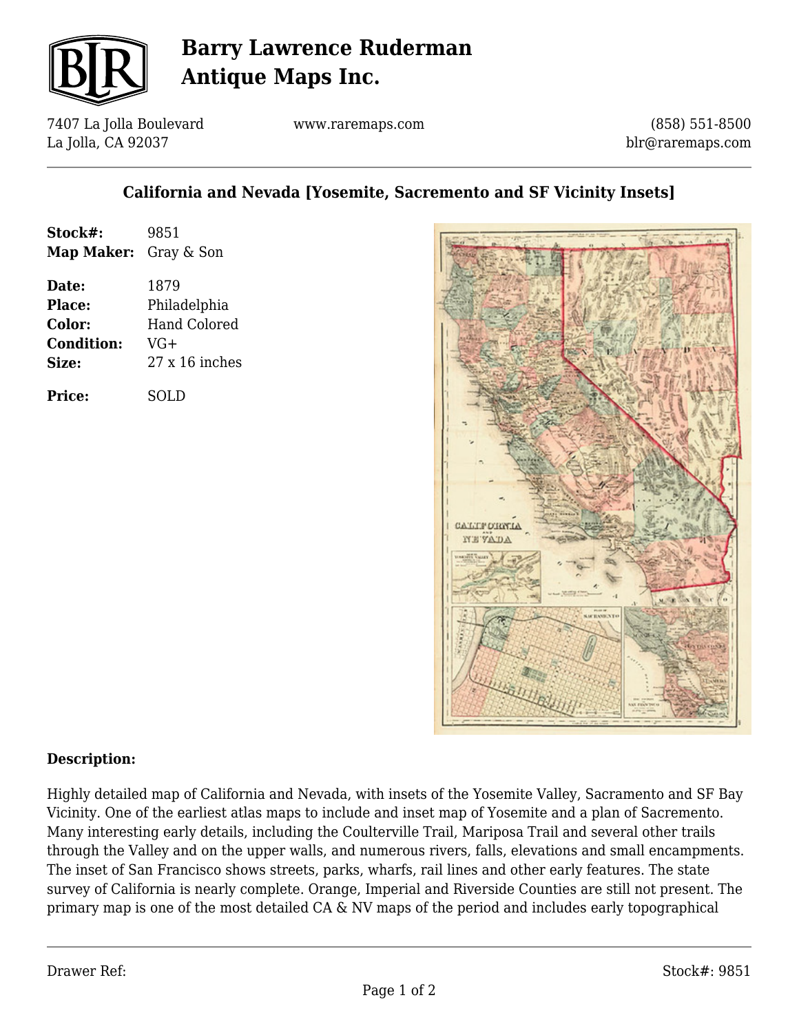# Barry Lawrence Ruderman Antique Maps Inc.

7407 La Jolla Boulevard
La Jolla, CA 92037

www.raremaps.com

(858) 551-8500
blr@raremaps.com

## California and Nevada [Yosemite, Sacremento and SF Vicinity Insets]

**Stock#:** 9851
**Map Maker:** Gray & Son

**Date:** 1879
**Place:** Philadelphia
**Color:** Hand Colored
**Condition:** VG+
**Size:** 27 x 16 inches

**Price:** SOLD

### Description:

Highly detailed map of California and Nevada, with insets of the Yosemite Valley, Sacramento and SF Bay Vicinity. One of the earliest atlas maps to include and inset map of Yosemite and a plan of Sacremento. Many interesting early details, including the Coulterville Trail, Mariposa Trail and several other trails through the Valley and on the upper walls, and numerous rivers, falls, elevations and small encampments. The inset of San Francisco shows streets, parks, wharfs, rail lines and other early features. The state survey of California is nearly complete. Orange, Imperial and Riverside Counties are still not present. The primary map is one of the most detailed CA & NV maps of the period and includes early topographical

Drawer Ref: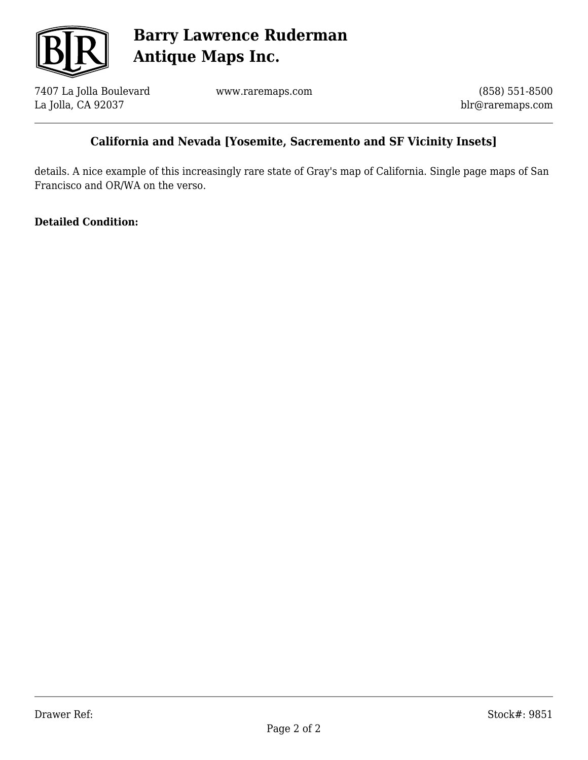details. A nice example of this increasingly rare state of Gray's map of California. Single page maps of San Francisco and OR/WA on the verso.

**Detailed Condition:**

Drawer Ref:

Stock#: 9851